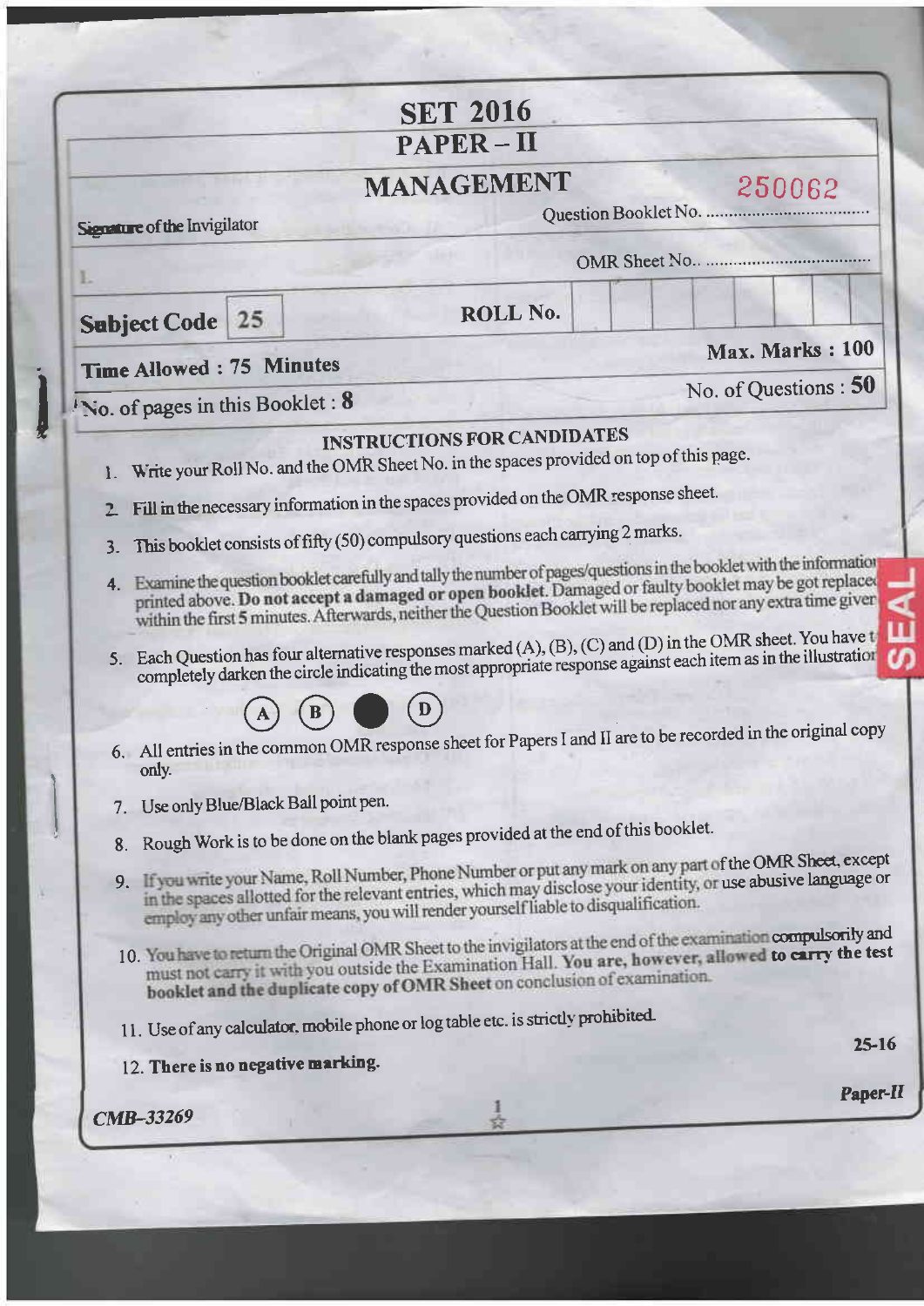# SET 2016

## PAPER – II

## MANAGEMENT

Signature of the Invigilator

1.

Question Booklet No. 250062

OMR Sheet No.. ..................................

| Subject Code | 25 | ROLL No. | | | | | | | |
|---|---|---|---|---|---|---|---|---|---|

**Time Allowed : 75 Minutes** | **Max. Marks : 100**

No. of pages in this Booklet : **8** | No. of Questions : **50**

### INSTRUCTIONS FOR CANDIDATES

1. Write your Roll No. and the OMR Sheet No. in the spaces provided on top of this page.
2. Fill in the necessary information in the spaces provided on the OMR response sheet.
3. This booklet consists of fifty (50) compulsory questions each carrying 2 marks.
4. Examine the question booklet carefully and tally the number of pages/questions in the booklet with the information printed above. **Do not accept a damaged or open booklet.** Damaged or faulty booklet may be got replaced within the first 5 minutes. Afterwards, neither the Question Booklet will be replaced nor any extra time given.
5. Each Question has four alternative responses marked (A), (B), (C) and (D) in the OMR sheet. You have to completely darken the circle indicating the most appropriate response against each item as in the illustration.

   (A) (B) ● (D)

6. All entries in the common OMR response sheet for Papers I and II are to be recorded in the original copy only.
7. Use only Blue/Black Ball point pen.
8. Rough Work is to be done on the blank pages provided at the end of this booklet.
9. If you write your Name, Roll Number, Phone Number or put any mark on any part of the OMR Sheet, except in the spaces allotted for the relevant entries, which may disclose your identity, or use abusive language or employ any other unfair means, you will render yourself liable to disqualification.
10. You have to return the Original OMR Sheet to the invigilators at the end of the examination compulsorily and must not carry it with you outside the Examination Hall. **You are, however, allowed to carry the test booklet and the duplicate copy of OMR Sheet** on conclusion of examination.
11. Use of any calculator, mobile phone or log table etc. is strictly prohibited.
12. **There is no negative marking.**

25-16

*Paper-II*

*CMB–33269*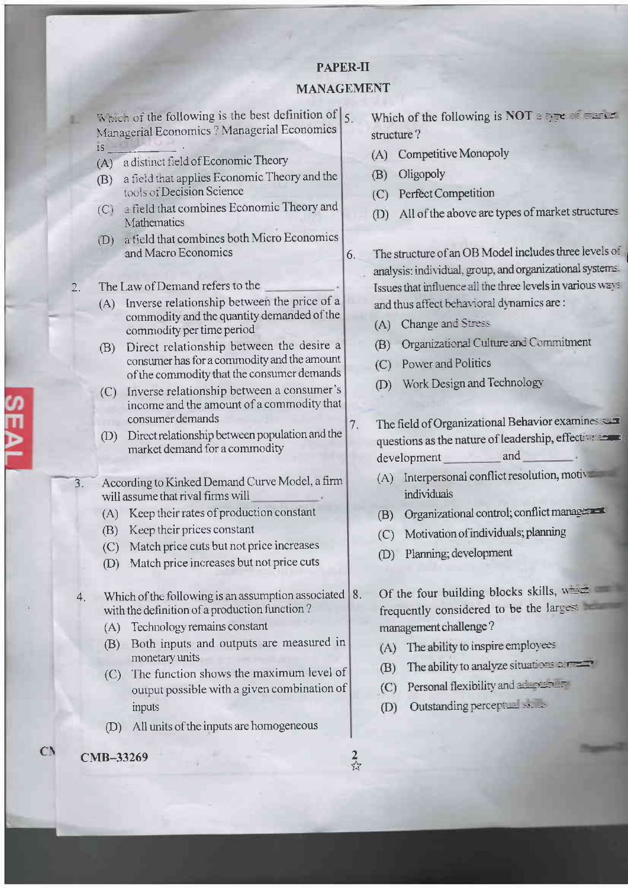# PAPER-II

## MANAGEMENT

1. Which of the following is the best definition of Managerial Economics ? Managerial Economics is \_\_\_\_\_\_\_\_.
   - (A) a distinct field of Economic Theory
   - (B) a field that applies Economic Theory and the tools of Decision Science
   - (C) a field that combines Economic Theory and Mathematics
   - (D) a field that combines both Micro Economics and Macro Economics

2. The Law of Demand refers to the \_\_\_\_\_\_\_\_.
   - (A) Inverse relationship between the price of a commodity and the quantity demanded of the commodity per time period
   - (B) Direct relationship between the desire a consumer has for a commodity and the amount of the commodity that the consumer demands
   - (C) Inverse relationship between a consumer's income and the amount of a commodity that consumer demands
   - (D) Direct relationship between population and the market demand for a commodity

3. According to Kinked Demand Curve Model, a firm will assume that rival firms will \_\_\_\_\_\_\_\_.
   - (A) Keep their rates of production constant
   - (B) Keep their prices constant
   - (C) Match price cuts but not price increases
   - (D) Match price increases but not price cuts

4. Which of the following is an assumption associated with the definition of a production function ?
   - (A) Technology remains constant
   - (B) Both inputs and outputs are measured in monetary units
   - (C) The function shows the maximum level of output possible with a given combination of inputs
   - (D) All units of the inputs are homogeneous

5. Which of the following is **NOT** a type of market structure ?
   - (A) Competitive Monopoly
   - (B) Oligopoly
   - (C) Perfect Competition
   - (D) All of the above are types of market structures

6. The structure of an OB Model includes three levels of analysis: individual, group, and organizational systems. Issues that influence all the three levels in various ways and thus affect behavioral dynamics are :
   - (A) Change and Stress
   - (B) Organizational Culture and Commitment
   - (C) Power and Politics
   - (D) Work Design and Technology

7. The field of Organizational Behavior examines such questions as the nature of leadership, effective team development \_\_\_\_\_\_\_\_ and \_\_\_\_\_\_\_\_.
   - (A) Interpersonal conflict resolution, motivation of individuals
   - (B) Organizational control; conflict management
   - (C) Motivation of individuals; planning
   - (D) Planning; development

8. Of the four building blocks skills, which one is frequently considered to be the largest behavioral management challenge ?
   - (A) The ability to inspire employees
   - (B) The ability to analyze situations correctly
   - (C) Personal flexibility and adaptability
   - (D) Outstanding perceptual skills

CMB–33269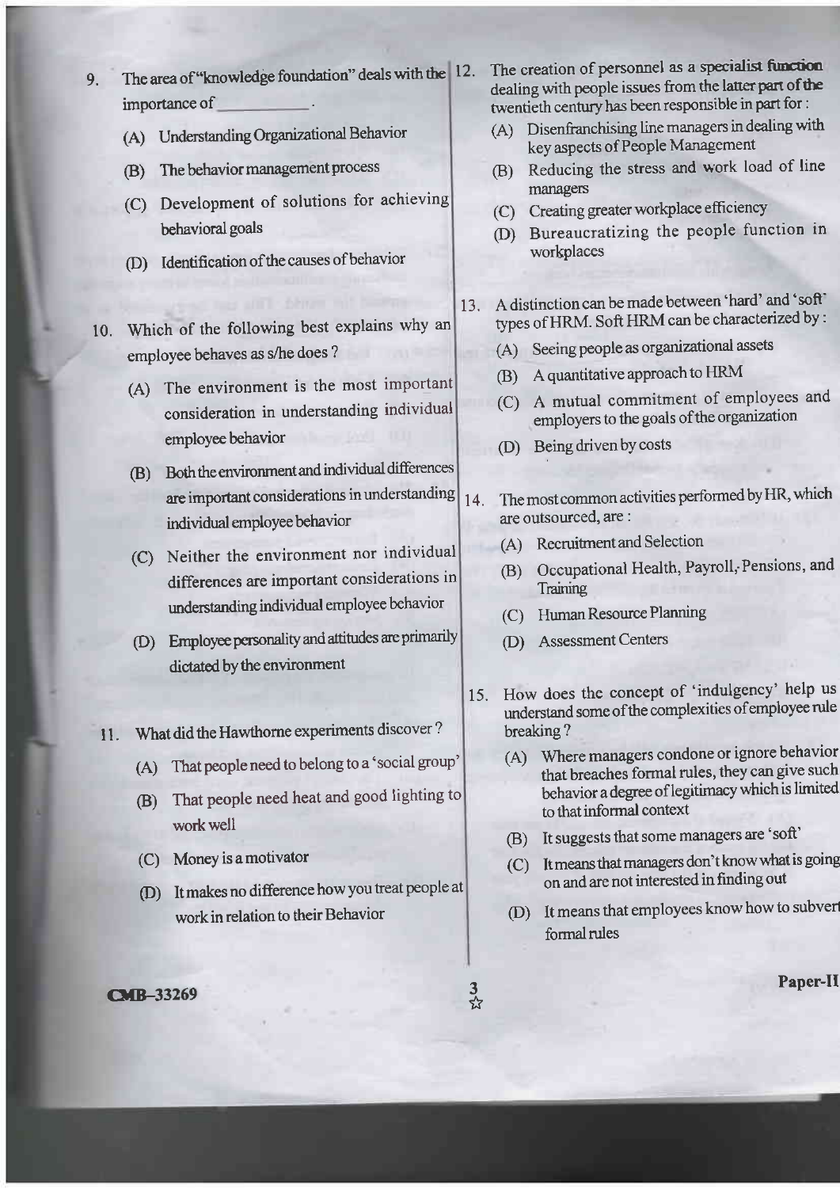9. The area of "knowledge foundation" deals with the importance of __________.

   (A) Understanding Organizational Behavior

   (B) The behavior management process

   (C) Development of solutions for achieving behavioral goals

   (D) Identification of the causes of behavior

10. Which of the following best explains why an employee behaves as s/he does ?

    (A) The environment is the most important consideration in understanding individual employee behavior

    (B) Both the environment and individual differences are important considerations in understanding individual employee behavior

    (C) Neither the environment nor individual differences are important considerations in understanding individual employee behavior

    (D) Employee personality and attitudes are primarily dictated by the environment

11. What did the Hawthorne experiments discover ?

    (A) That people need to belong to a 'social group'

    (B) That people need heat and good lighting to work well

    (C) Money is a motivator

    (D) It makes no difference how you treat people at work in relation to their Behavior

12. The creation of personnel as a specialist function dealing with people issues from the latter part of the twentieth century has been responsible in part for :

    (A) Disenfranchising line managers in dealing with key aspects of People Management

    (B) Reducing the stress and work load of line managers

    (C) Creating greater workplace efficiency

    (D) Bureaucratizing the people function in workplaces

13. A distinction can be made between 'hard' and 'soft' types of HRM. Soft HRM can be characterized by :

    (A) Seeing people as organizational assets

    (B) A quantitative approach to HRM

    (C) A mutual commitment of employees and employers to the goals of the organization

    (D) Being driven by costs

14. The most common activities performed by HR, which are outsourced, are :

    (A) Recruitment and Selection

    (B) Occupational Health, Payroll, Pensions, and Training

    (C) Human Resource Planning

    (D) Assessment Centers

15. How does the concept of 'indulgency' help us understand some of the complexities of employee rule breaking ?

    (A) Where managers condone or ignore behavior that breaches formal rules, they can give such behavior a degree of legitimacy which is limited to that informal context

    (B) It suggests that some managers are 'soft'

    (C) It means that managers don't know what is going on and are not interested in finding out

    (D) It means that employees know how to subvert formal rules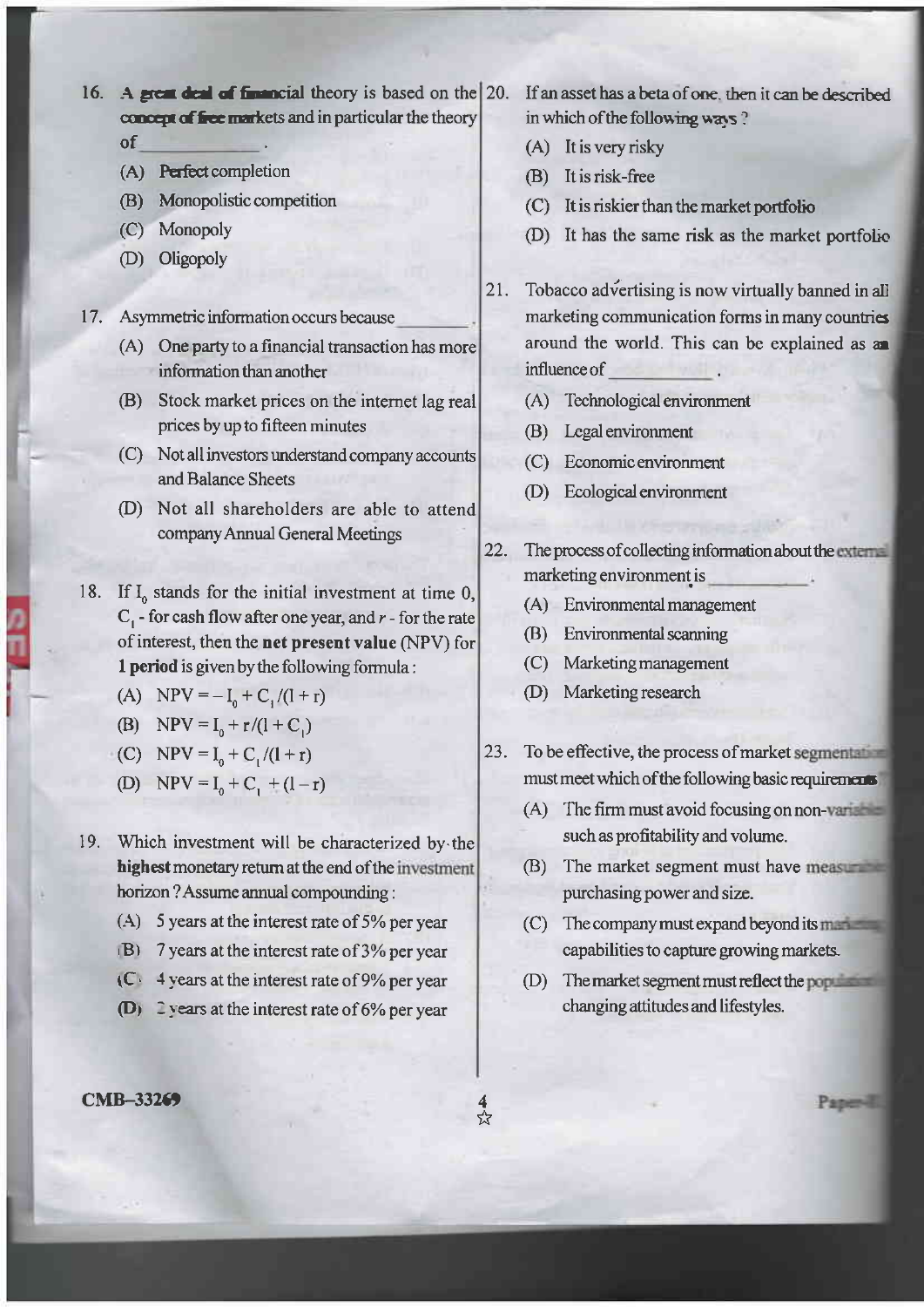16. A great deal of financial theory is based on the concept of free markets and in particular the theory of ____________ .

(A) Perfect completion

(B) Monopolistic competition

(C) Monopoly

(D) Oligopoly

17. Asymmetric information occurs because ________ .

(A) One party to a financial transaction has more information than another

(B) Stock market prices on the internet lag real prices by up to fifteen minutes

(C) Not all investors understand company accounts and Balance Sheets

(D) Not all shareholders are able to attend company Annual General Meetings

18. If $I_0$ stands for the initial investment at time 0, $C_1$ - for cash flow after one year, and $r$ - for the rate of interest, then the **net present value** (NPV) for **1 period** is given by the following formula :

(A) $NPV = -I_0 + C_1/(1 + r)$

(B) $NPV = I_0 + r/(1 + C_1)$

(C) $NPV = I_0 + C_1/(1 + r)$

(D) $NPV = I_0 + C_1 + (1 - r)$

19. Which investment will be characterized by the **highest** monetary return at the end of the investment horizon ? Assume annual compounding :

(A) 5 years at the interest rate of 5% per year

(B) 7 years at the interest rate of 3% per year

(C) 4 years at the interest rate of 9% per year

(D) 2 years at the interest rate of 6% per year

20. If an asset has a beta of one, then it can be described in which of the following ways ?

(A) It is very risky

(B) It is risk-free

(C) It is riskier than the market portfolio

(D) It has the same risk as the market portfolio

21. Tobacco advertising is now virtually banned in all marketing communication forms in many countries around the world. This can be explained as an influence of __________ .

(A) Technological environment

(B) Legal environment

(C) Economic environment

(D) Ecological environment

22. The process of collecting information about the external marketing environment is ____________ .

(A) Environmental management

(B) Environmental scanning

(C) Marketing management

(D) Marketing research

23. To be effective, the process of market segmentation must meet which of the following basic requirements ?

(A) The firm must avoid focusing on non-variables such as profitability and volume.

(B) The market segment must have measurable purchasing power and size.

(C) The company must expand beyond its marketing capabilities to capture growing markets.

(D) The market segment must reflect the population's changing attitudes and lifestyles.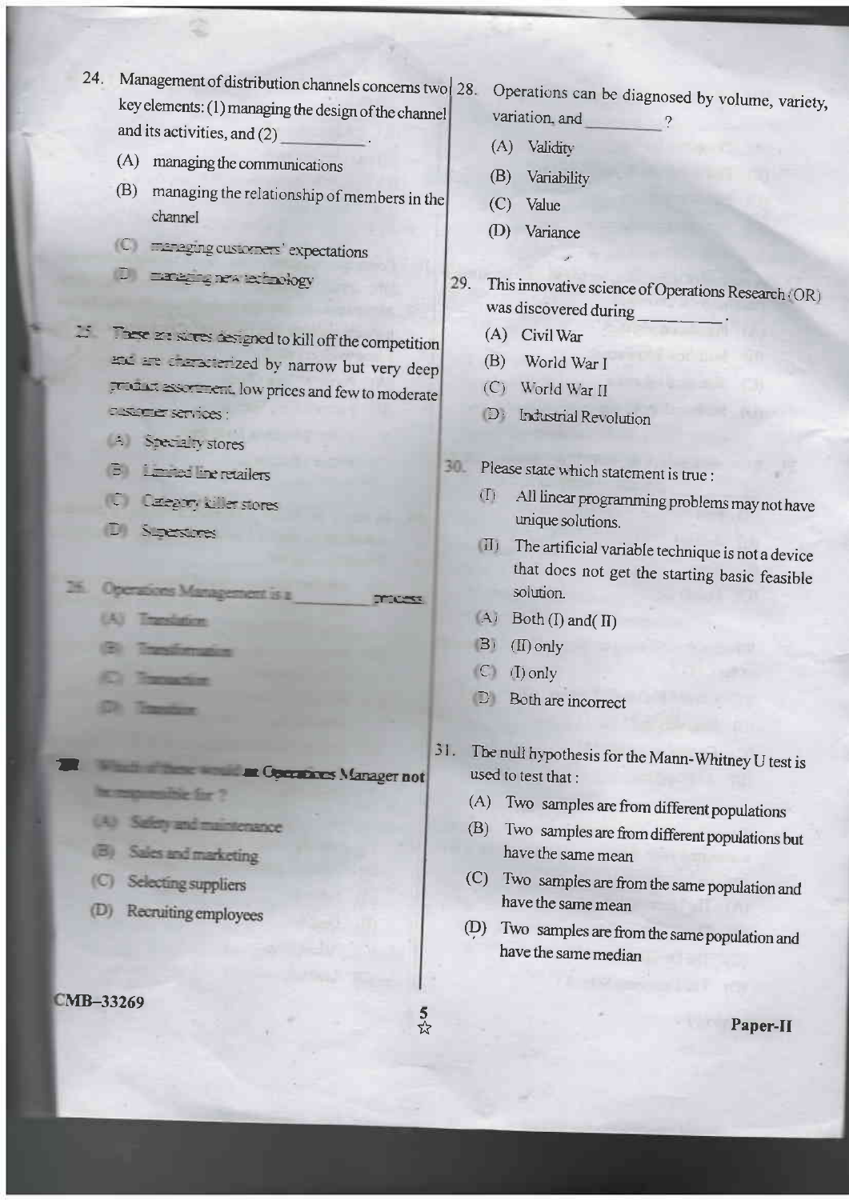24. Management of distribution channels concerns two key elements: (1) managing the design of the channel and its activities, and (2) __________ .

    (A) managing the communications

    (B) managing the relationship of members in the channel

    (C) managing customers' expectations

    (D) managing new technology

25. These are stores designed to kill off the competition and are characterized by narrow but very deep product assortment, low prices and few to moderate customer services :

    (A) Specialty stores

    (B) Limited line retailers

    (C) Category killer stores

    (D) Superstores

26. Operations Management is a __________ process.

    (A) Translation

    (B) Transformation

    (C) Transaction

    (D) Transition

27. Which of these would an Operations Manager **not** be responsible for ?

    (A) Safety and maintenance

    (B) Sales and marketing

    (C) Selecting suppliers

    (D) Recruiting employees

28. Operations can be diagnosed by volume, variety, variation, and __________ ?

    (A) Validity

    (B) Variability

    (C) Value

    (D) Variance

29. This innovative science of Operations Research (OR) was discovered during __________ .

    (A) Civil War

    (B) World War I

    (C) World War II

    (D) Industrial Revolution

30. Please state which statement is true :

    (I) All linear programming problems may not have unique solutions.

    (II) The artificial variable technique is not a device that does not get the starting basic feasible solution.

    (A) Both (I) and (II)

    (B) (II) only

    (C) (I) only

    (D) Both are incorrect

31. The null hypothesis for the Mann-Whitney U test is used to test that :

    (A) Two samples are from different populations

    (B) Two samples are from different populations but have the same mean

    (C) Two samples are from the same population and have the same mean

    (D) Two samples are from the same population and have the same median

CMB-33269

Paper-II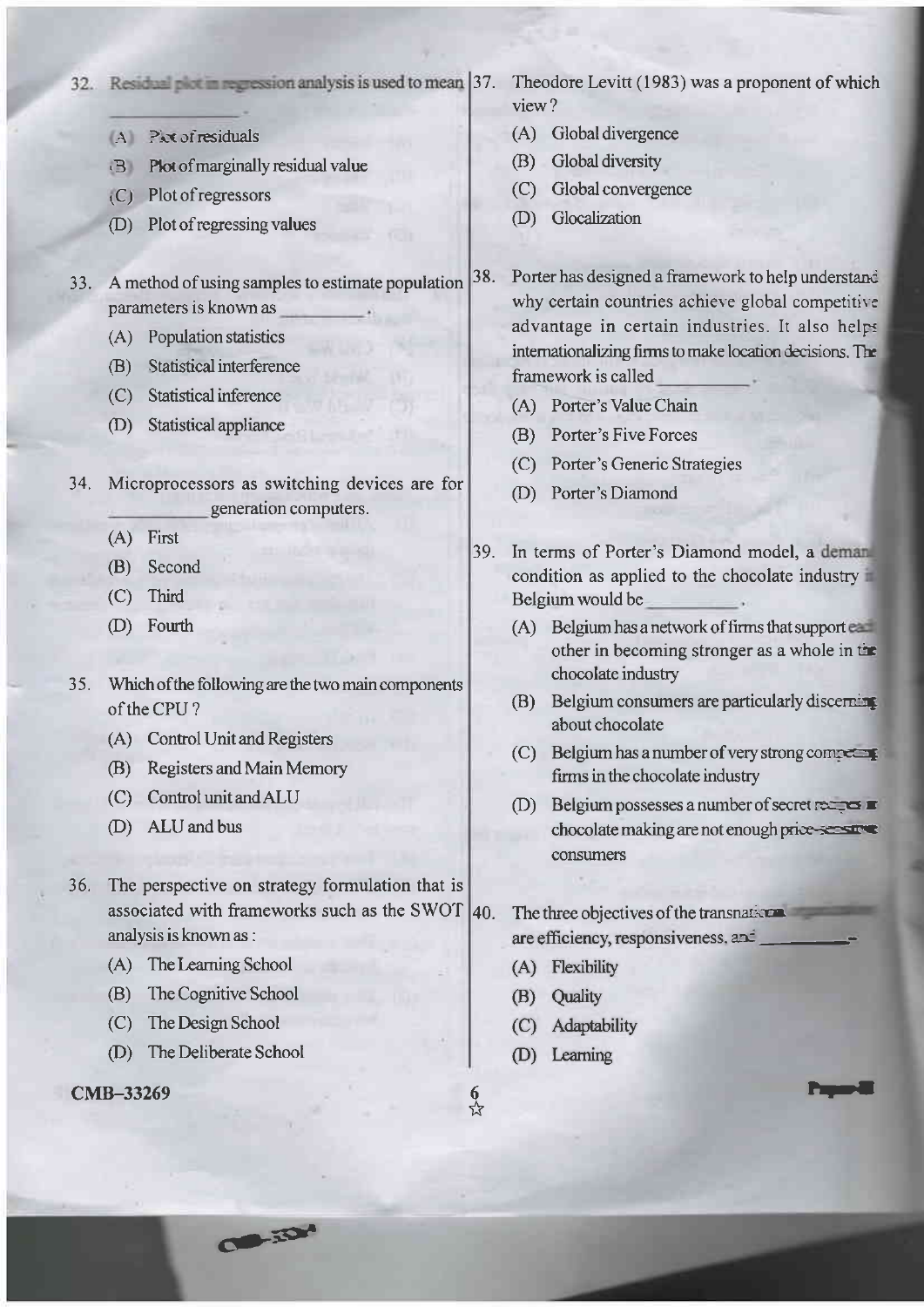32. Residual plot in regression analysis is used to mean \_\_\_\_\_\_\_\_\_\_\_\_\_.

    (A) Plot of residuals

    (B) Plot of marginally residual value

    (C) Plot of regressors

    (D) Plot of regressing values

33. A method of using samples to estimate population parameters is known as \_\_\_\_\_\_\_\_\_.

    (A) Population statistics

    (B) Statistical interference

    (C) Statistical inference

    (D) Statistical appliance

34. Microprocessors as switching devices are for \_\_\_\_\_\_\_\_\_\_ generation computers.

    (A) First

    (B) Second

    (C) Third

    (D) Fourth

35. Which of the following are the two main components of the CPU ?

    (A) Control Unit and Registers

    (B) Registers and Main Memory

    (C) Control unit and ALU

    (D) ALU and bus

36. The perspective on strategy formulation that is associated with frameworks such as the SWOT analysis is known as :

    (A) The Learning School

    (B) The Cognitive School

    (C) The Design School

    (D) The Deliberate School

37. Theodore Levitt (1983) was a proponent of which view ?

    (A) Global divergence

    (B) Global diversity

    (C) Global convergence

    (D) Glocalization

38. Porter has designed a framework to help understand why certain countries achieve global competitive advantage in certain industries. It also helps internationalizing firms to make location decisions. The framework is called \_\_\_\_\_\_\_\_\_\_.

    (A) Porter's Value Chain

    (B) Porter's Five Forces

    (C) Porter's Generic Strategies

    (D) Porter's Diamond

39. In terms of Porter's Diamond model, a demand condition as applied to the chocolate industry in Belgium would be \_\_\_\_\_\_\_\_\_.

    (A) Belgium has a network of firms that support each other in becoming stronger as a whole in the chocolate industry

    (B) Belgium consumers are particularly discerning about chocolate

    (C) Belgium has a number of very strong competing firms in the chocolate industry

    (D) Belgium possesses a number of secret recipes in chocolate making are not enough price-sensitive consumers

40. The three objectives of the transnational organization are efficiency, responsiveness, and \_\_\_\_\_\_\_\_\_.

    (A) Flexibility

    (B) Quality

    (C) Adaptability

    (D) Learning

CMB-33269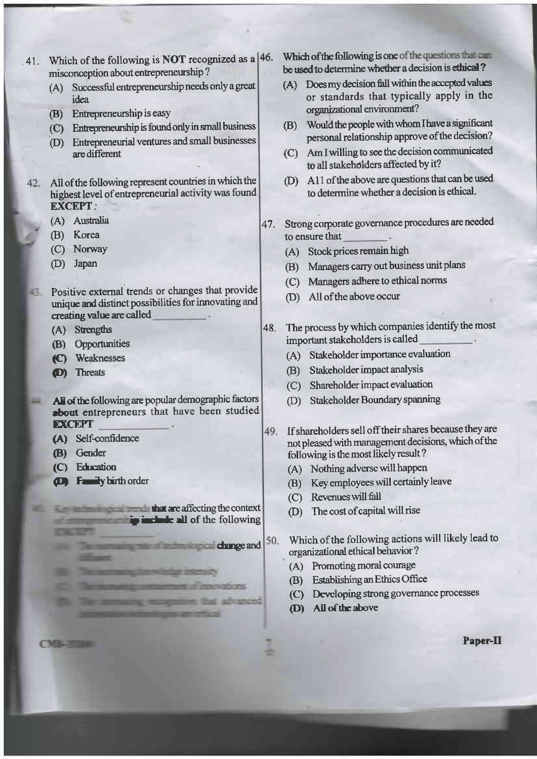41. Which of the following is **NOT** recognized as a misconception about entrepreneurship ?
    - (A) Successful entrepreneurship needs only a great idea
    - (B) Entrepreneurship is easy
    - (C) Entrepreneurship is found only in small business
    - (D) Entrepreneurial ventures and small businesses are different

42. All of the following represent countries in which the highest level of entrepreneurial activity was found **EXCEPT** :
    - (A) Australia
    - (B) Korea
    - (C) Norway
    - (D) Japan

43. Positive external trends or changes that provide unique and distinct possibilities for innovating and creating value are called __________.
    - (A) Strengths
    - (B) Opportunities
    - (C) Weaknesses
    - (D) Threats

44. All of the following are popular demographic factors about entrepreneurs that have been studied **EXCEPT** __________.
    - (A) Self-confidence
    - (B) Gender
    - (C) Education
    - (D) Family birth order

45. Key technological trends that are affecting the context of entrepreneurship include all of the following EXCEPT __________.
    - (A) The increasing rate of technological change and diffusion
    - (B) The increasing knowledge intensity
    - (C) The increasing containment of innovations
    - (D) The increasing recognition that advanced information technologies are critical

46. Which of the following is one of the questions that can be used to determine whether a decision is **ethical** ?
    - (A) Does my decision fall within the accepted values or standards that typically apply in the organizational environment?
    - (B) Would the people with whom I have a significant personal relationship approve of the decision?
    - (C) Am I willing to see the decision communicated to all stakeholders affected by it?
    - (D) A11 of the above are questions that can be used to determine whether a decision is ethical.

47. Strong corporate governance procedures are needed to ensure that ________.
    - (A) Stock prices remain high
    - (B) Managers carry out business unit plans
    - (C) Managers adhere to ethical norms
    - (D) All of the above occur

48. The process by which companies identify the most important stakeholders is called __________.
    - (A) Stakeholder importance evaluation
    - (B) Stakeholder impact analysis
    - (C) Shareholder impact evaluation
    - (D) Stakeholder Boundary spanning

49. If shareholders sell off their shares because they are not pleased with management decisions, which of the following is the most likely result ?
    - (A) Nothing adverse will happen
    - (B) Key employees will certainly leave
    - (C) Revenues will fall
    - (D) The cost of capital will rise

50. Which of the following actions will likely lead to organizational ethical behavior ?
    - (A) Promoting moral courage
    - (B) Establishing an Ethics Office
    - (C) Developing strong governance processes
    - (D) All of the above